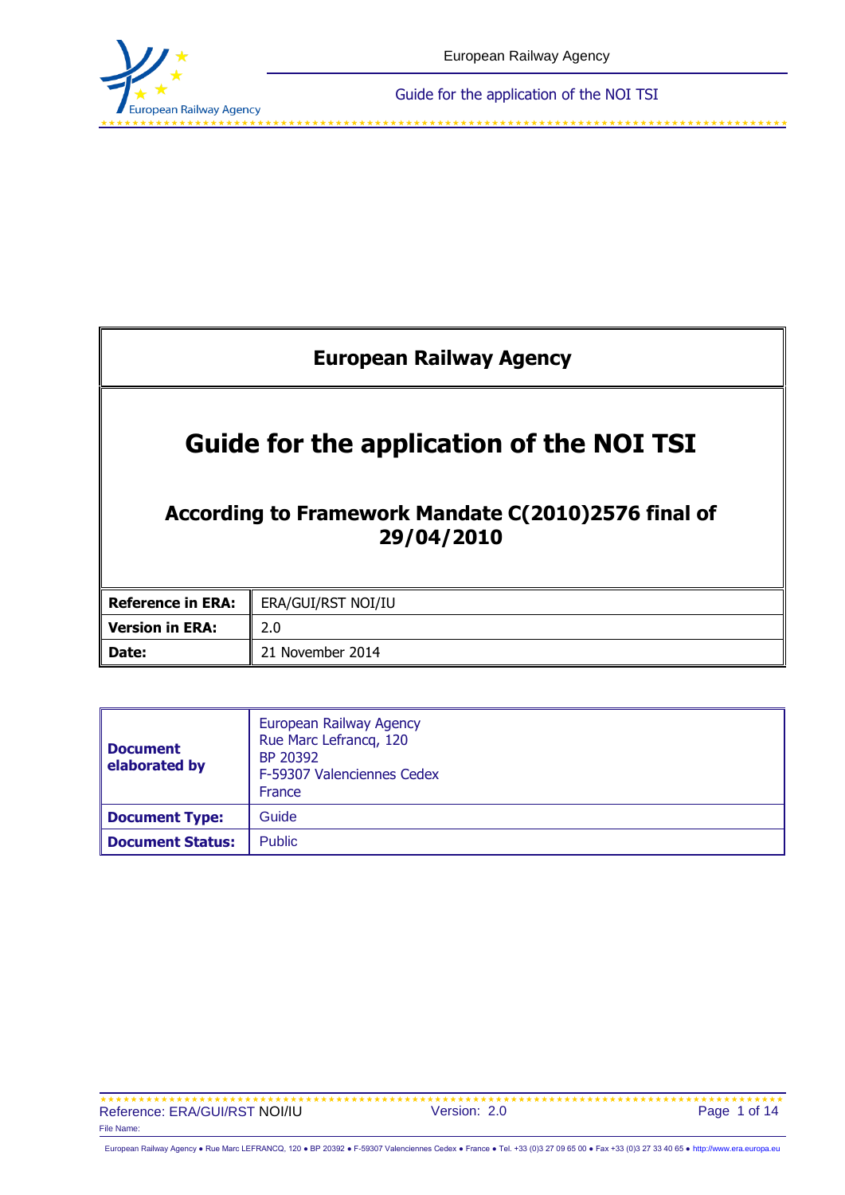# European Railway Agency

# Guide for the application of the NOI TSI

## According to Framework Mandate C(2010)2576 final of 29/04/2010

| **Reference in ERA:** | ERA/GUI/RST NOI/IU |
| --- | --- |
| **Version in ERA:** | 2.0 |
| **Date:** | 21 November 2014 |

| **Document elaborated by** | European Railway Agency<br>Rue Marc Lefrancq, 120<br>BP 20392<br>F-59307 Valenciennes Cedex<br>France |
| --- | --- |
| **Document Type:** | Guide |
| **Document Status:** | Public |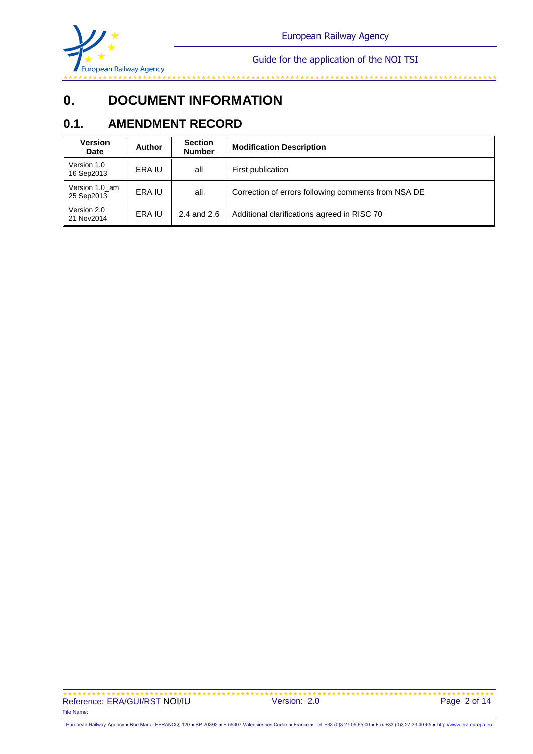# 0. DOCUMENT INFORMATION

## 0.1. AMENDMENT RECORD

| Version Date | Author | Section Number | Modification Description |
|---|---|---|---|
| Version 1.0 16 Sep2013 | ERA IU | all | First publication |
| Version 1.0_am 25 Sep2013 | ERA IU | all | Correction of errors following comments from NSA DE |
| Version 2.0 21 Nov2014 | ERA IU | 2.4 and 2.6 | Additional clarifications agreed in RISC 70 |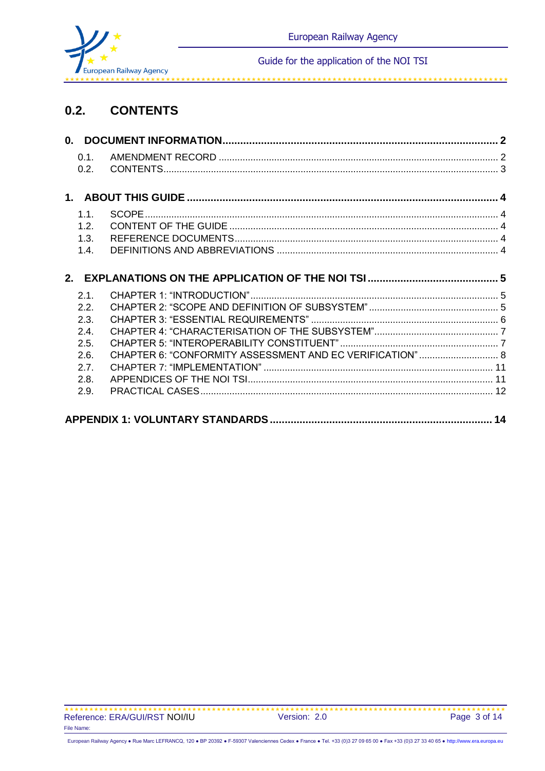## 0.2. CONTENTS

**0. DOCUMENT INFORMATION ........................................................................................ 2**

- 0.1. AMENDMENT RECORD ........................................................................................ 2
- 0.2. CONTENTS ........................................................................................................... 3

**1. ABOUT THIS GUIDE ........................................................................................... 4**

- 1.1. SCOPE .................................................................................................................. 4
- 1.2. CONTENT OF THE GUIDE .................................................................................... 4
- 1.3. REFERENCE DOCUMENTS .................................................................................. 4
- 1.4. DEFINITIONS AND ABBREVIATIONS .................................................................. 4

**2. EXPLANATIONS ON THE APPLICATION OF THE NOI TSI ........................................... 5**

- 2.1. CHAPTER 1: "INTRODUCTION" ............................................................................ 5
- 2.2. CHAPTER 2: "SCOPE AND DEFINITION OF SUBSYSTEM" ...................................... 5
- 2.3. CHAPTER 3: "ESSENTIAL REQUIREMENTS" ........................................................ 6
- 2.4. CHAPTER 4: "CHARACTERISATION OF THE SUBSYSTEM" ................................... 7
- 2.5. CHAPTER 5: "INTEROPERABILITY CONSTITUENT" ............................................... 7
- 2.6. CHAPTER 6: "CONFORMITY ASSESSMENT AND EC VERIFICATION" ...................... 8
- 2.7. CHAPTER 7: "IMPLEMENTATION" ....................................................................... 11
- 2.8. APPENDICES OF THE NOI TSI ............................................................................ 11
- 2.9. PRACTICAL CASES ............................................................................................. 12

**APPENDIX 1: VOLUNTARY STANDARDS .......................................................................... 14**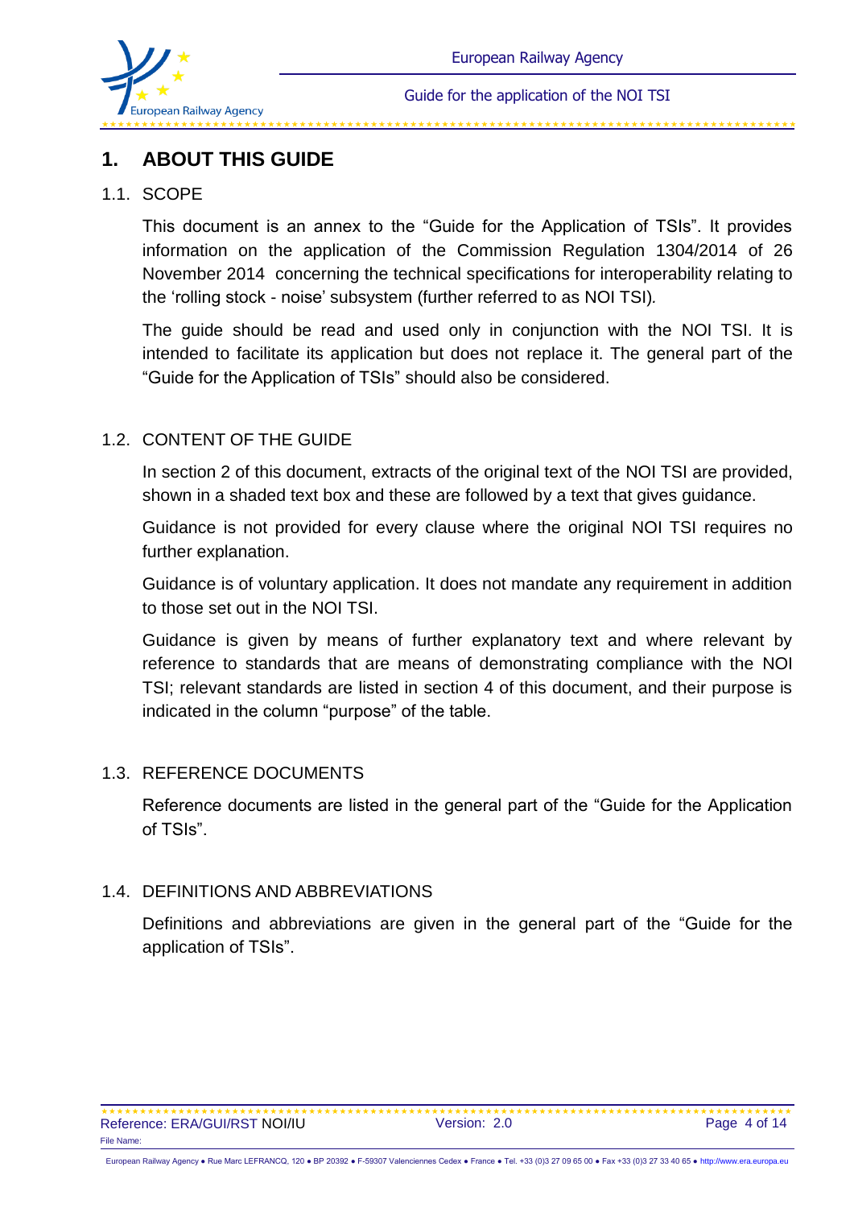# 1. ABOUT THIS GUIDE

## 1.1. SCOPE

This document is an annex to the “Guide for the Application of TSIs”. It provides information on the application of the Commission Regulation 1304/2014 of 26 November 2014 concerning the technical specifications for interoperability relating to the ‘rolling stock - noise’ subsystem (further referred to as NOI TSI).

The guide should be read and used only in conjunction with the NOI TSI. It is intended to facilitate its application but does not replace it. The general part of the “Guide for the Application of TSIs” should also be considered.

## 1.2. CONTENT OF THE GUIDE

In section 2 of this document, extracts of the original text of the NOI TSI are provided, shown in a shaded text box and these are followed by a text that gives guidance.

Guidance is not provided for every clause where the original NOI TSI requires no further explanation.

Guidance is of voluntary application. It does not mandate any requirement in addition to those set out in the NOI TSI.

Guidance is given by means of further explanatory text and where relevant by reference to standards that are means of demonstrating compliance with the NOI TSI; relevant standards are listed in section 4 of this document, and their purpose is indicated in the column “purpose” of the table.

## 1.3. REFERENCE DOCUMENTS

Reference documents are listed in the general part of the “Guide for the Application of TSIs”.

## 1.4. DEFINITIONS AND ABBREVIATIONS

Definitions and abbreviations are given in the general part of the “Guide for the application of TSIs”.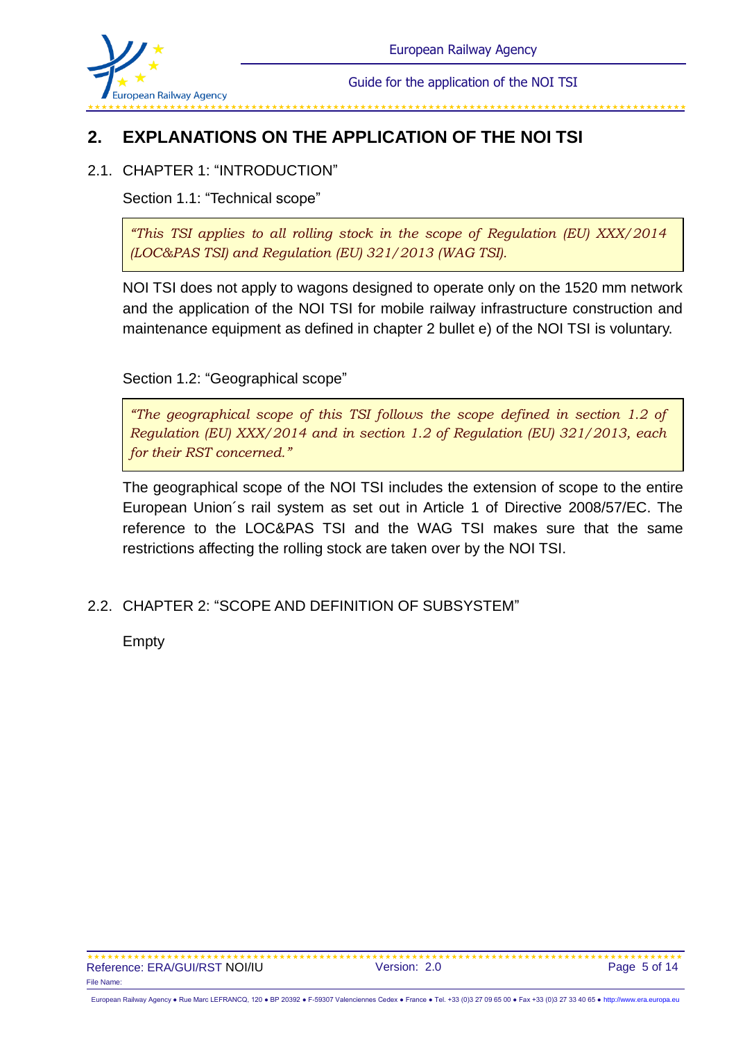# 2. EXPLANATIONS ON THE APPLICATION OF THE NOI TSI

## 2.1. CHAPTER 1: "INTRODUCTION"

Section 1.1: "Technical scope"

> *"This TSI applies to all rolling stock in the scope of Regulation (EU) XXX/2014 (LOC&PAS TSI) and Regulation (EU) 321/2013 (WAG TSI).*

NOI TSI does not apply to wagons designed to operate only on the 1520 mm network and the application of the NOI TSI for mobile railway infrastructure construction and maintenance equipment as defined in chapter 2 bullet e) of the NOI TSI is voluntary.

Section 1.2: "Geographical scope"

> *"The geographical scope of this TSI follows the scope defined in section 1.2 of Regulation (EU) XXX/2014 and in section 1.2 of Regulation (EU) 321/2013, each for their RST concerned."*

The geographical scope of the NOI TSI includes the extension of scope to the entire European Union´s rail system as set out in Article 1 of Directive 2008/57/EC. The reference to the LOC&PAS TSI and the WAG TSI makes sure that the same restrictions affecting the rolling stock are taken over by the NOI TSI.

## 2.2. CHAPTER 2: "SCOPE AND DEFINITION OF SUBSYSTEM"

Empty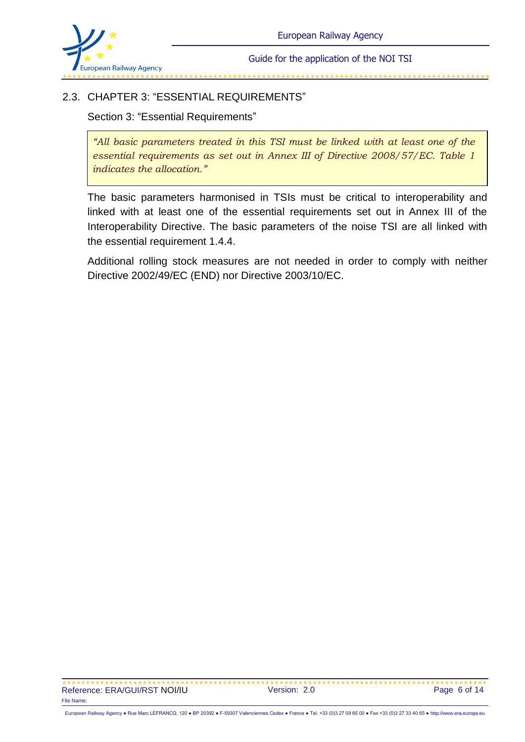## 2.3. CHAPTER 3: "ESSENTIAL REQUIREMENTS"

Section 3: "Essential Requirements"

> *"All basic parameters treated in this TSI must be linked with at least one of the essential requirements as set out in Annex III of Directive 2008/57/EC. Table 1 indicates the allocation."*

The basic parameters harmonised in TSIs must be critical to interoperability and linked with at least one of the essential requirements set out in Annex III of the Interoperability Directive. The basic parameters of the noise TSI are all linked with the essential requirement 1.4.4.

Additional rolling stock measures are not needed in order to comply with neither Directive 2002/49/EC (END) nor Directive 2003/10/EC.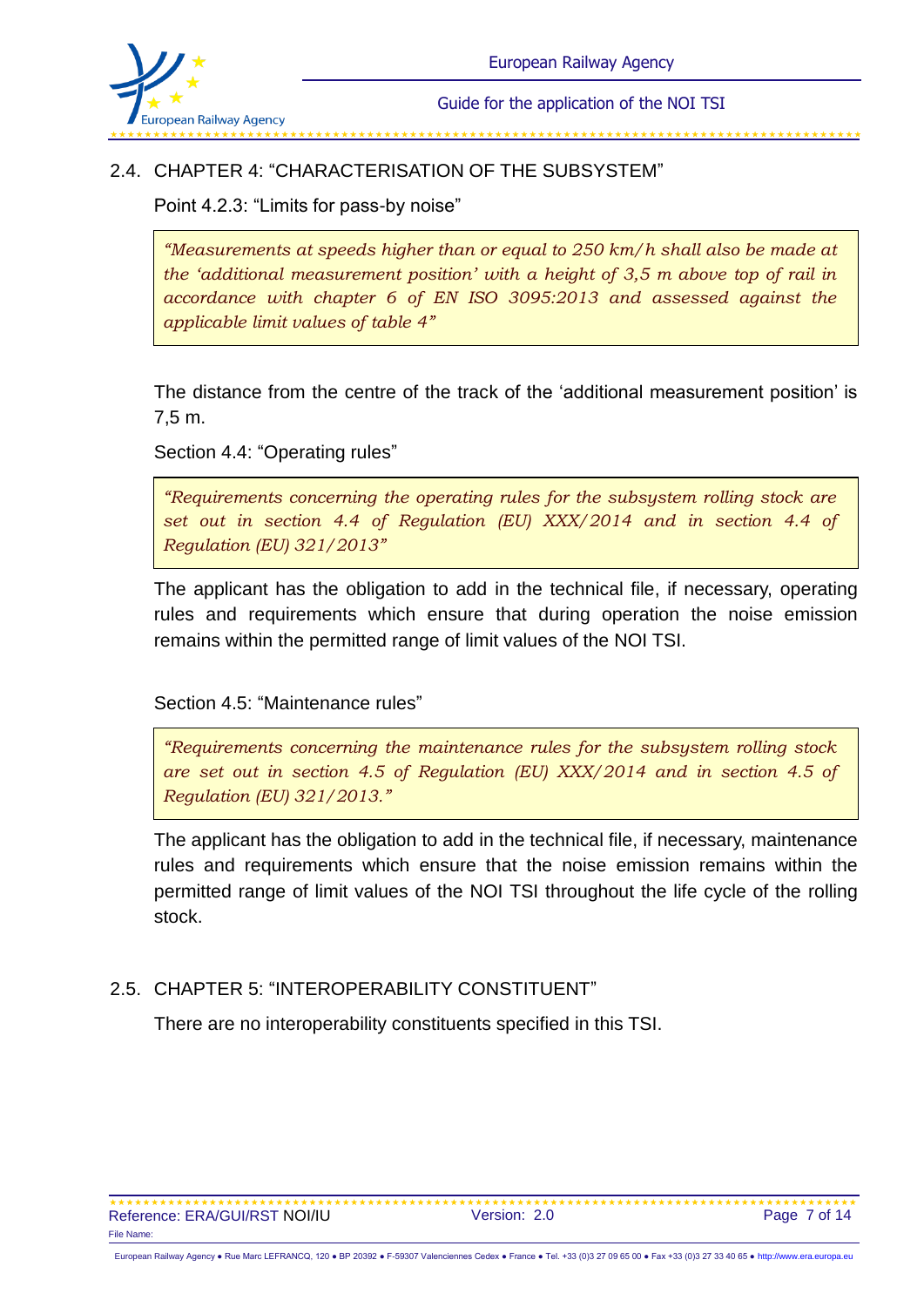## 2.4. CHAPTER 4: "CHARACTERISATION OF THE SUBSYSTEM"

Point 4.2.3: "Limits for pass-by noise"

> *"Measurements at speeds higher than or equal to 250 km/h shall also be made at the 'additional measurement position' with a height of 3,5 m above top of rail in accordance with chapter 6 of EN ISO 3095:2013 and assessed against the applicable limit values of table 4"*

The distance from the centre of the track of the 'additional measurement position' is 7,5 m.

Section 4.4: "Operating rules"

> *"Requirements concerning the operating rules for the subsystem rolling stock are set out in section 4.4 of Regulation (EU) XXX/2014 and in section 4.4 of Regulation (EU) 321/2013"*

The applicant has the obligation to add in the technical file, if necessary, operating rules and requirements which ensure that during operation the noise emission remains within the permitted range of limit values of the NOI TSI.

Section 4.5: "Maintenance rules"

> *"Requirements concerning the maintenance rules for the subsystem rolling stock are set out in section 4.5 of Regulation (EU) XXX/2014 and in section 4.5 of Regulation (EU) 321/2013."*

The applicant has the obligation to add in the technical file, if necessary, maintenance rules and requirements which ensure that the noise emission remains within the permitted range of limit values of the NOI TSI throughout the life cycle of the rolling stock.

## 2.5. CHAPTER 5: "INTEROPERABILITY CONSTITUENT"

There are no interoperability constituents specified in this TSI.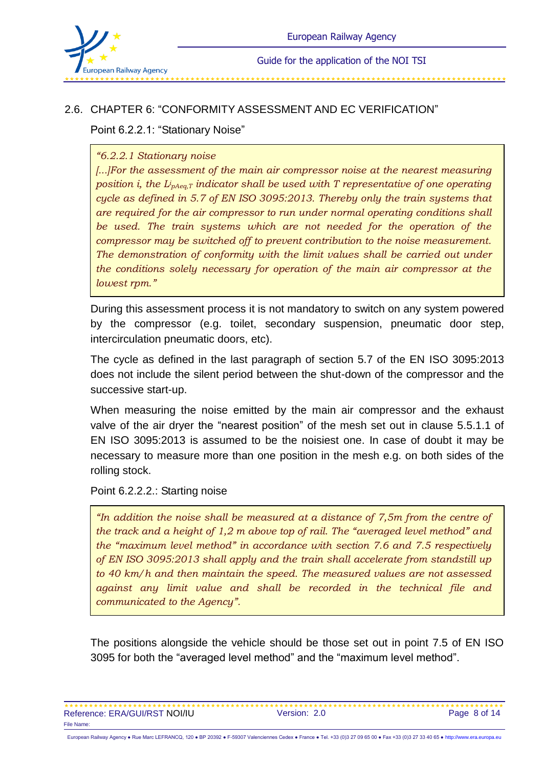## 2.6. CHAPTER 6: "CONFORMITY ASSESSMENT AND EC VERIFICATION"

Point 6.2.2.1: "Stationary Noise"

> *"6.2.2.1 Stationary noise*
> *[...]For the assessment of the main air compressor noise at the nearest measuring position i, the $L_{ipAeq,T}$ indicator shall be used with T representative of one operating cycle as defined in 5.7 of EN ISO 3095:2013. Thereby only the train systems that are required for the air compressor to run under normal operating conditions shall be used. The train systems which are not needed for the operation of the compressor may be switched off to prevent contribution to the noise measurement. The demonstration of conformity with the limit values shall be carried out under the conditions solely necessary for operation of the main air compressor at the lowest rpm."*

During this assessment process it is not mandatory to switch on any system powered by the compressor (e.g. toilet, secondary suspension, pneumatic door step, intercirculation pneumatic doors, etc).

The cycle as defined in the last paragraph of section 5.7 of the EN ISO 3095:2013 does not include the silent period between the shut-down of the compressor and the successive start-up.

When measuring the noise emitted by the main air compressor and the exhaust valve of the air dryer the "nearest position" of the mesh set out in clause 5.5.1.1 of EN ISO 3095:2013 is assumed to be the noisiest one. In case of doubt it may be necessary to measure more than one position in the mesh e.g. on both sides of the rolling stock.

Point 6.2.2.2.: Starting noise

> *"In addition the noise shall be measured at a distance of 7,5m from the centre of the track and a height of 1,2 m above top of rail. The "averaged level method" and the "maximum level method" in accordance with section 7.6 and 7.5 respectively of EN ISO 3095:2013 shall apply and the train shall accelerate from standstill up to 40 km/h and then maintain the speed. The measured values are not assessed against any limit value and shall be recorded in the technical file and communicated to the Agency".*

The positions alongside the vehicle should be those set out in point 7.5 of EN ISO 3095 for both the "averaged level method" and the "maximum level method".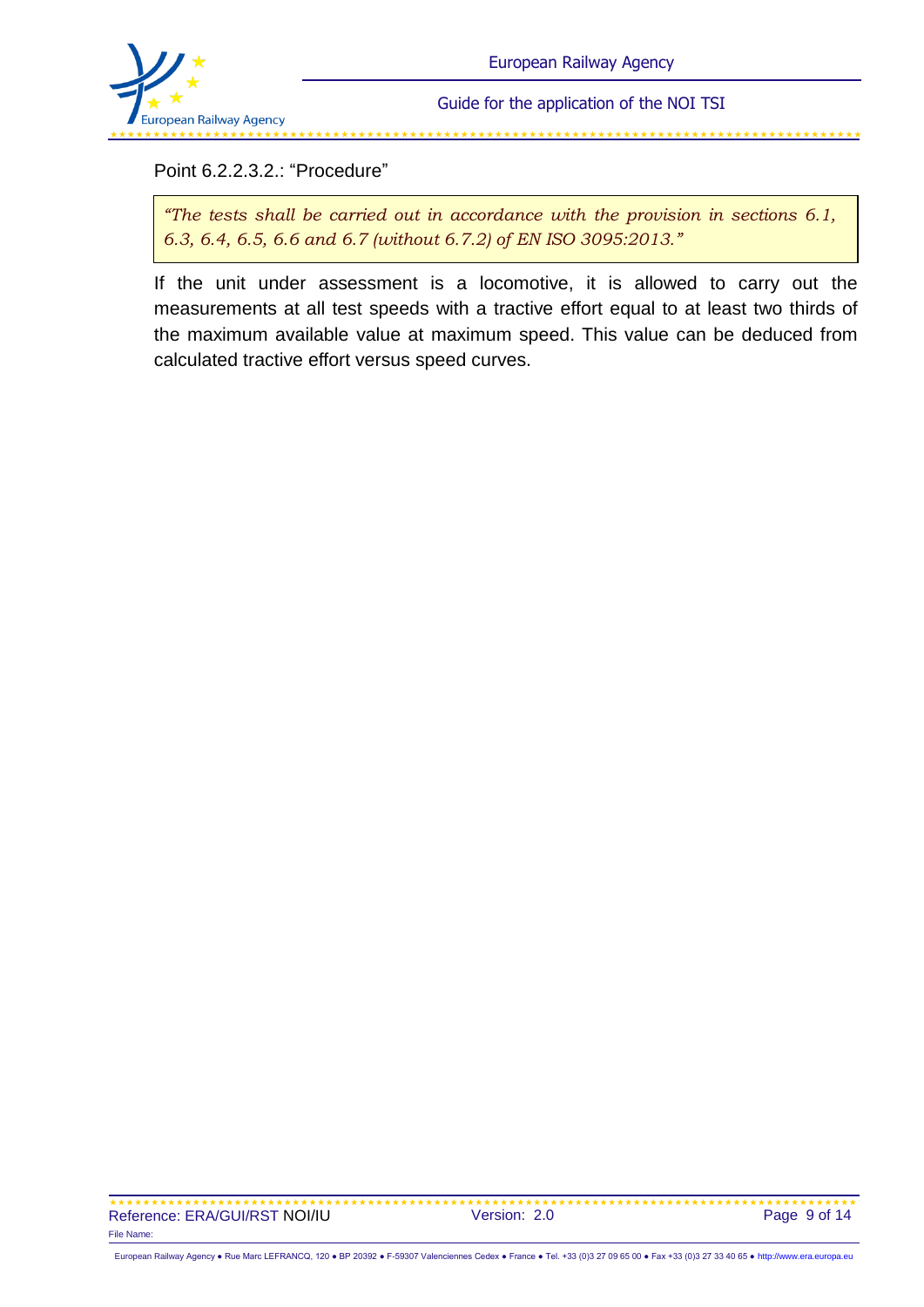Point 6.2.2.3.2.: “Procedure”

> *“The tests shall be carried out in accordance with the provision in sections 6.1, 6.3, 6.4, 6.5, 6.6 and 6.7 (without 6.7.2) of EN ISO 3095:2013.”*

If the unit under assessment is a locomotive, it is allowed to carry out the measurements at all test speeds with a tractive effort equal to at least two thirds of the maximum available value at maximum speed. This value can be deduced from calculated tractive effort versus speed curves.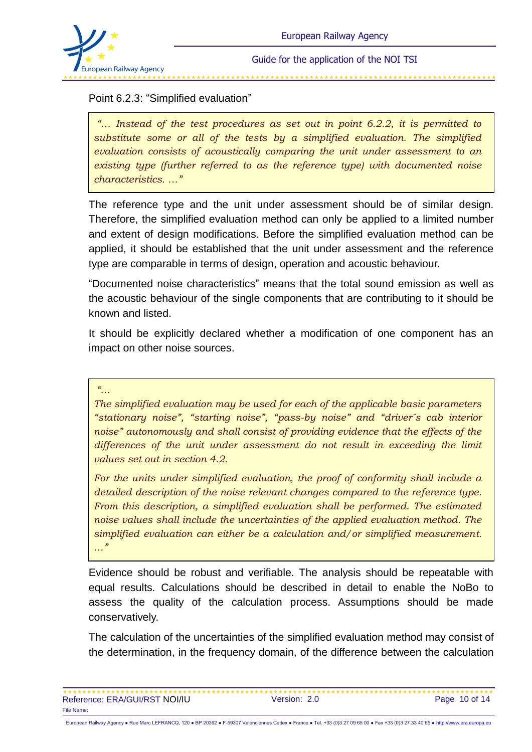Point 6.2.3: "Simplified evaluation"

> *"... Instead of the test procedures as set out in point 6.2.2, it is permitted to substitute some or all of the tests by a simplified evaluation. The simplified evaluation consists of acoustically comparing the unit under assessment to an existing type (further referred to as the reference type) with documented noise characteristics. ..."*

The reference type and the unit under assessment should be of similar design. Therefore, the simplified evaluation method can only be applied to a limited number and extent of design modifications. Before the simplified evaluation method can be applied, it should be established that the unit under assessment and the reference type are comparable in terms of design, operation and acoustic behaviour.

"Documented noise characteristics" means that the total sound emission as well as the acoustic behaviour of the single components that are contributing to it should be known and listed.

It should be explicitly declared whether a modification of one component has an impact on other noise sources.

> *"...*
>
> *The simplified evaluation may be used for each of the applicable basic parameters "stationary noise", "starting noise", "pass-by noise" and "driver´s cab interior noise" autonomously and shall consist of providing evidence that the effects of the differences of the unit under assessment do not result in exceeding the limit values set out in section 4.2.*
>
> *For the units under simplified evaluation, the proof of conformity shall include a detailed description of the noise relevant changes compared to the reference type. From this description, a simplified evaluation shall be performed. The estimated noise values shall include the uncertainties of the applied evaluation method. The simplified evaluation can either be a calculation and/or simplified measurement. ..."*

Evidence should be robust and verifiable. The analysis should be repeatable with equal results. Calculations should be described in detail to enable the NoBo to assess the quality of the calculation process. Assumptions should be made conservatively.

The calculation of the uncertainties of the simplified evaluation method may consist of the determination, in the frequency domain, of the difference between the calculation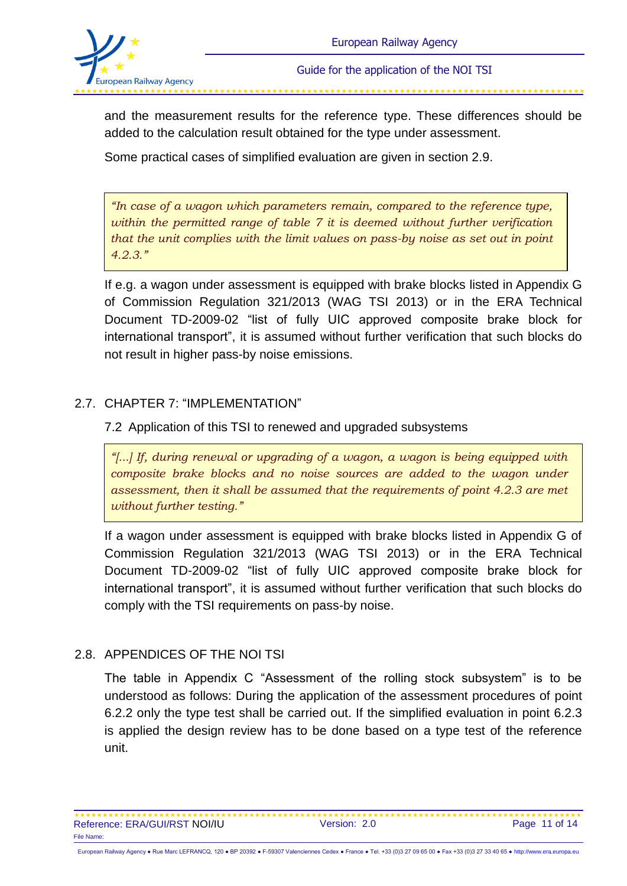and the measurement results for the reference type. These differences should be added to the calculation result obtained for the type under assessment.

Some practical cases of simplified evaluation are given in section 2.9.

> *"In case of a wagon which parameters remain, compared to the reference type, within the permitted range of table 7 it is deemed without further verification that the unit complies with the limit values on pass-by noise as set out in point 4.2.3."*

If e.g. a wagon under assessment is equipped with brake blocks listed in Appendix G of Commission Regulation 321/2013 (WAG TSI 2013) or in the ERA Technical Document TD-2009-02 "list of fully UIC approved composite brake block for international transport", it is assumed without further verification that such blocks do not result in higher pass-by noise emissions.

## 2.7. CHAPTER 7: "IMPLEMENTATION"

### 7.2 Application of this TSI to renewed and upgraded subsystems

> *"[...] If, during renewal or upgrading of a wagon, a wagon is being equipped with composite brake blocks and no noise sources are added to the wagon under assessment, then it shall be assumed that the requirements of point 4.2.3 are met without further testing."*

If a wagon under assessment is equipped with brake blocks listed in Appendix G of Commission Regulation 321/2013 (WAG TSI 2013) or in the ERA Technical Document TD-2009-02 "list of fully UIC approved composite brake block for international transport", it is assumed without further verification that such blocks do comply with the TSI requirements on pass-by noise.

## 2.8. APPENDICES OF THE NOI TSI

The table in Appendix C "Assessment of the rolling stock subsystem" is to be understood as follows: During the application of the assessment procedures of point 6.2.2 only the type test shall be carried out. If the simplified evaluation in point 6.2.3 is applied the design review has to be done based on a type test of the reference unit.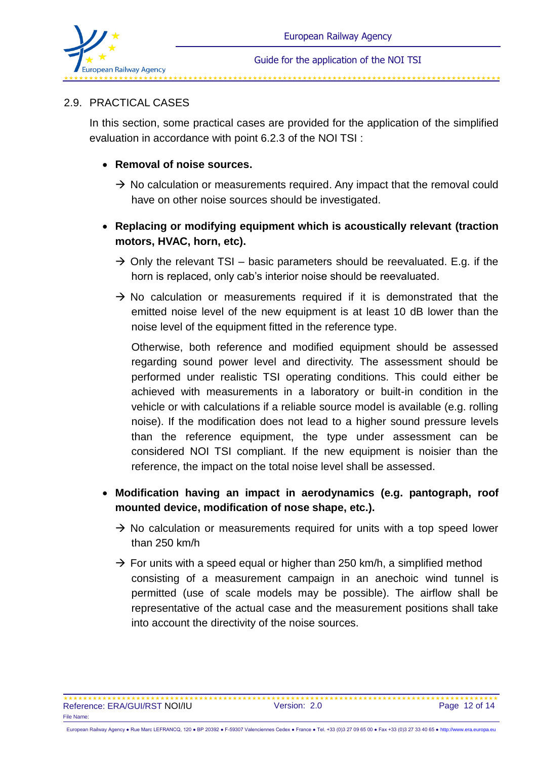## 2.9. PRACTICAL CASES

In this section, some practical cases are provided for the application of the simplified evaluation in accordance with point 6.2.3 of the NOI TSI :

- **Removal of noise sources.**

  → No calculation or measurements required. Any impact that the removal could have on other noise sources should be investigated.

- **Replacing or modifying equipment which is acoustically relevant (traction motors, HVAC, horn, etc).**

  → Only the relevant TSI – basic parameters should be reevaluated. E.g. if the horn is replaced, only cab's interior noise should be reevaluated.

  → No calculation or measurements required if it is demonstrated that the emitted noise level of the new equipment is at least 10 dB lower than the noise level of the equipment fitted in the reference type.

  Otherwise, both reference and modified equipment should be assessed regarding sound power level and directivity. The assessment should be performed under realistic TSI operating conditions. This could either be achieved with measurements in a laboratory or built-in condition in the vehicle or with calculations if a reliable source model is available (e.g. rolling noise). If the modification does not lead to a higher sound pressure levels than the reference equipment, the type under assessment can be considered NOI TSI compliant. If the new equipment is noisier than the reference, the impact on the total noise level shall be assessed.

- **Modification having an impact in aerodynamics (e.g. pantograph, roof mounted device, modification of nose shape, etc.).**

  → No calculation or measurements required for units with a top speed lower than 250 km/h

  → For units with a speed equal or higher than 250 km/h, a simplified method consisting of a measurement campaign in an anechoic wind tunnel is permitted (use of scale models may be possible). The airflow shall be representative of the actual case and the measurement positions shall take into account the directivity of the noise sources.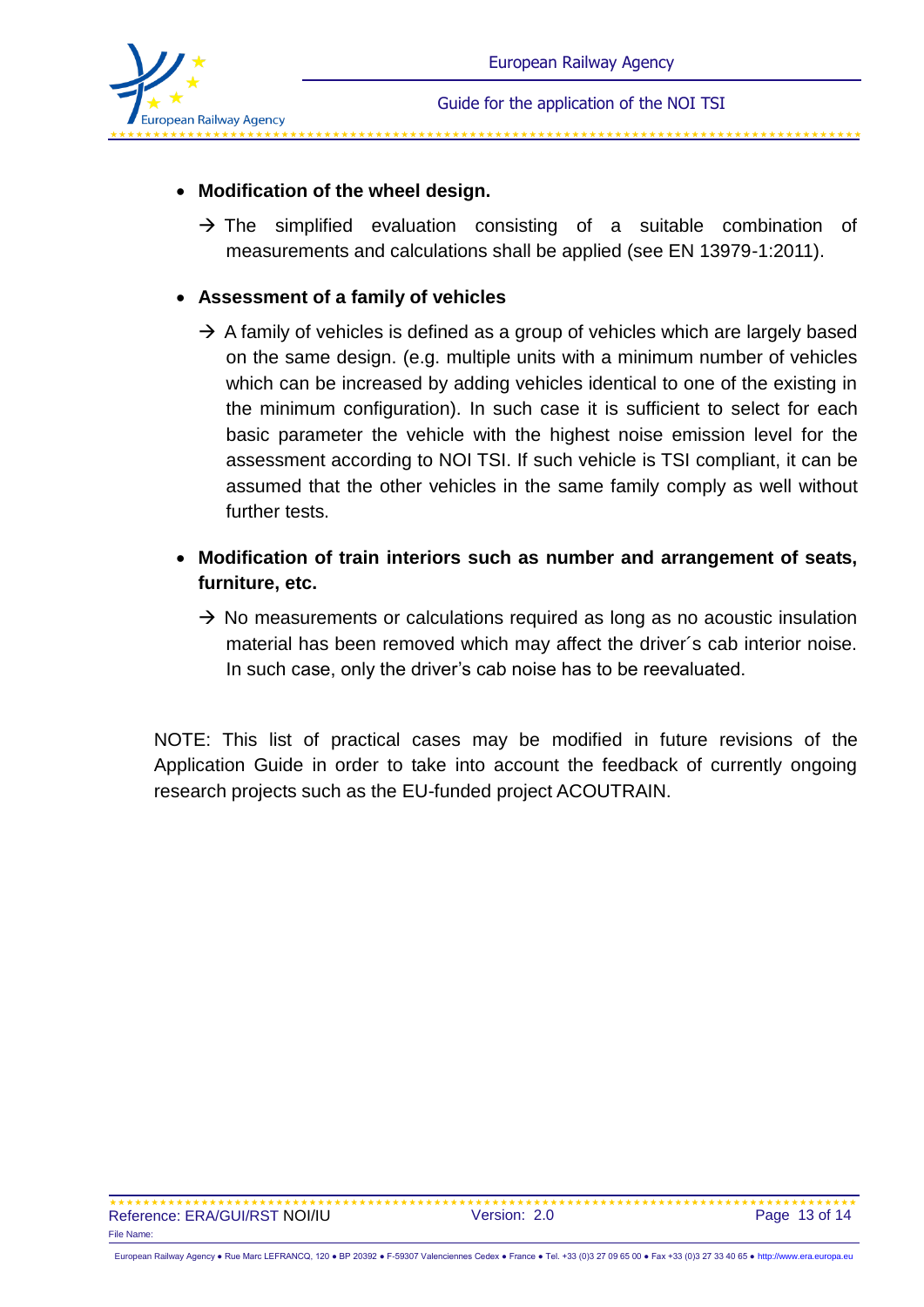- **Modification of the wheel design.**

  → The simplified evaluation consisting of a suitable combination of measurements and calculations shall be applied (see EN 13979-1:2011).

- **Assessment of a family of vehicles**

  → A family of vehicles is defined as a group of vehicles which are largely based on the same design. (e.g. multiple units with a minimum number of vehicles which can be increased by adding vehicles identical to one of the existing in the minimum configuration). In such case it is sufficient to select for each basic parameter the vehicle with the highest noise emission level for the assessment according to NOI TSI. If such vehicle is TSI compliant, it can be assumed that the other vehicles in the same family comply as well without further tests.

- **Modification of train interiors such as number and arrangement of seats, furniture, etc.**

  → No measurements or calculations required as long as no acoustic insulation material has been removed which may affect the driver´s cab interior noise. In such case, only the driver's cab noise has to be reevaluated.

NOTE: This list of practical cases may be modified in future revisions of the Application Guide in order to take into account the feedback of currently ongoing research projects such as the EU-funded project ACOUTRAIN.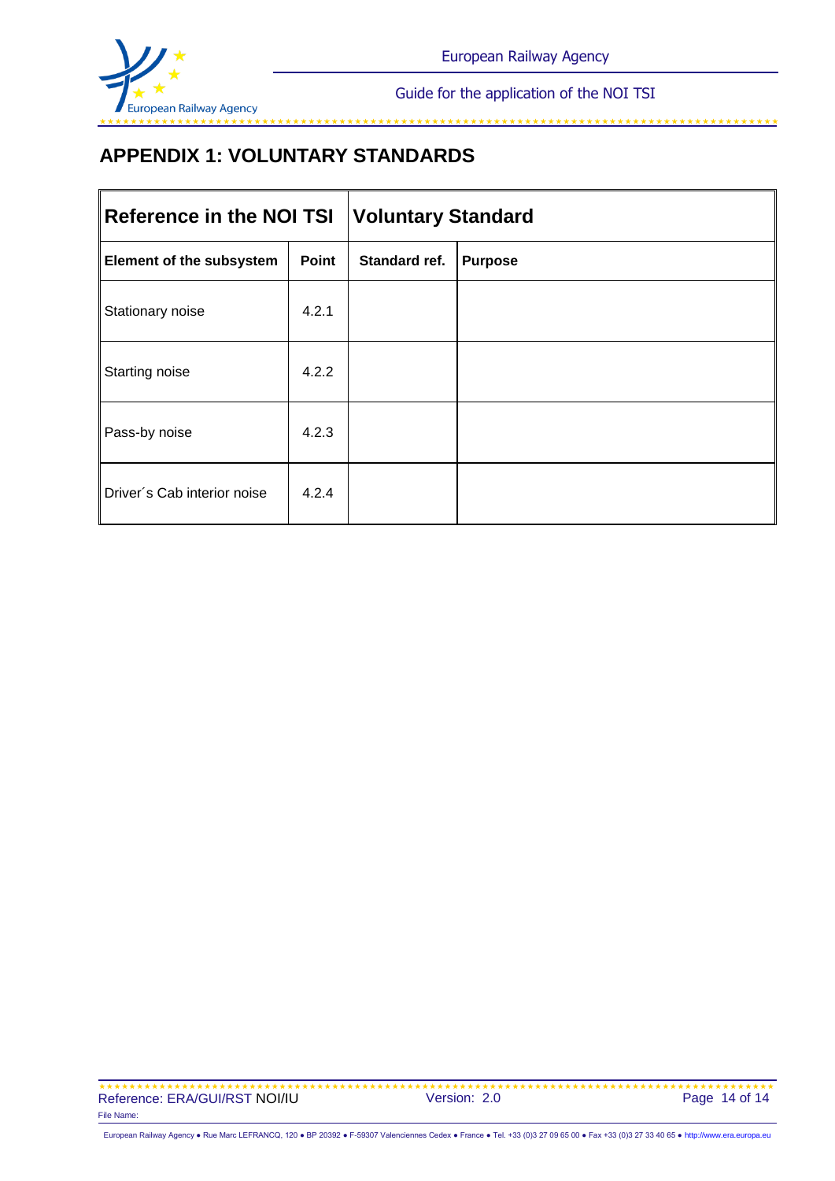# APPENDIX 1: VOLUNTARY STANDARDS

| Reference in the NOI TSI | | Voluntary Standard | |
|---|---|---|---|
| **Element of the subsystem** | **Point** | **Standard ref.** | **Purpose** |
| Stationary noise | 4.2.1 | | |
| Starting noise | 4.2.2 | | |
| Pass-by noise | 4.2.3 | | |
| Driver´s Cab interior noise | 4.2.4 | | |